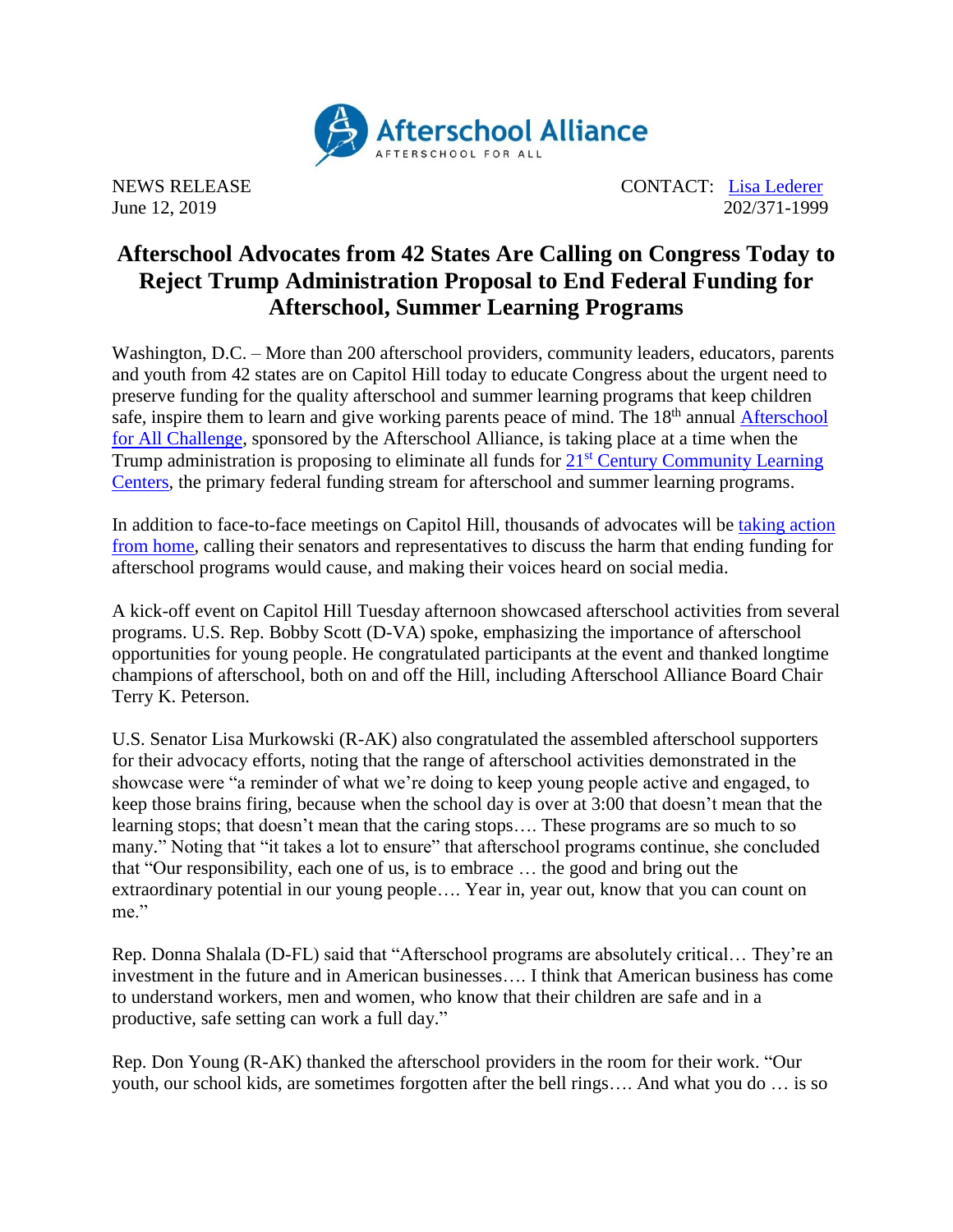Afterschool Alliance
AFTERSCHOOL FOR ALL

NEWS RELEASE
June 12, 2019

CONTACT: Lisa Lederer
202/371-1999

# Afterschool Advocates from 42 States Are Calling on Congress Today to Reject Trump Administration Proposal to End Federal Funding for Afterschool, Summer Learning Programs

Washington, D.C. – More than 200 afterschool providers, community leaders, educators, parents and youth from 42 states are on Capitol Hill today to educate Congress about the urgent need to preserve funding for the quality afterschool and summer learning programs that keep children safe, inspire them to learn and give working parents peace of mind. The 18th annual Afterschool for All Challenge, sponsored by the Afterschool Alliance, is taking place at a time when the Trump administration is proposing to eliminate all funds for 21st Century Community Learning Centers, the primary federal funding stream for afterschool and summer learning programs.

In addition to face-to-face meetings on Capitol Hill, thousands of advocates will be taking action from home, calling their senators and representatives to discuss the harm that ending funding for afterschool programs would cause, and making their voices heard on social media.

A kick-off event on Capitol Hill Tuesday afternoon showcased afterschool activities from several programs. U.S. Rep. Bobby Scott (D-VA) spoke, emphasizing the importance of afterschool opportunities for young people. He congratulated participants at the event and thanked longtime champions of afterschool, both on and off the Hill, including Afterschool Alliance Board Chair Terry K. Peterson.

U.S. Senator Lisa Murkowski (R-AK) also congratulated the assembled afterschool supporters for their advocacy efforts, noting that the range of afterschool activities demonstrated in the showcase were "a reminder of what we're doing to keep young people active and engaged, to keep those brains firing, because when the school day is over at 3:00 that doesn't mean that the learning stops; that doesn't mean that the caring stops…. These programs are so much to so many." Noting that "it takes a lot to ensure" that afterschool programs continue, she concluded that "Our responsibility, each one of us, is to embrace … the good and bring out the extraordinary potential in our young people…. Year in, year out, know that you can count on me."

Rep. Donna Shalala (D-FL) said that "Afterschool programs are absolutely critical… They're an investment in the future and in American businesses…. I think that American business has come to understand workers, men and women, who know that their children are safe and in a productive, safe setting can work a full day."

Rep. Don Young (R-AK) thanked the afterschool providers in the room for their work. "Our youth, our school kids, are sometimes forgotten after the bell rings…. And what you do … is so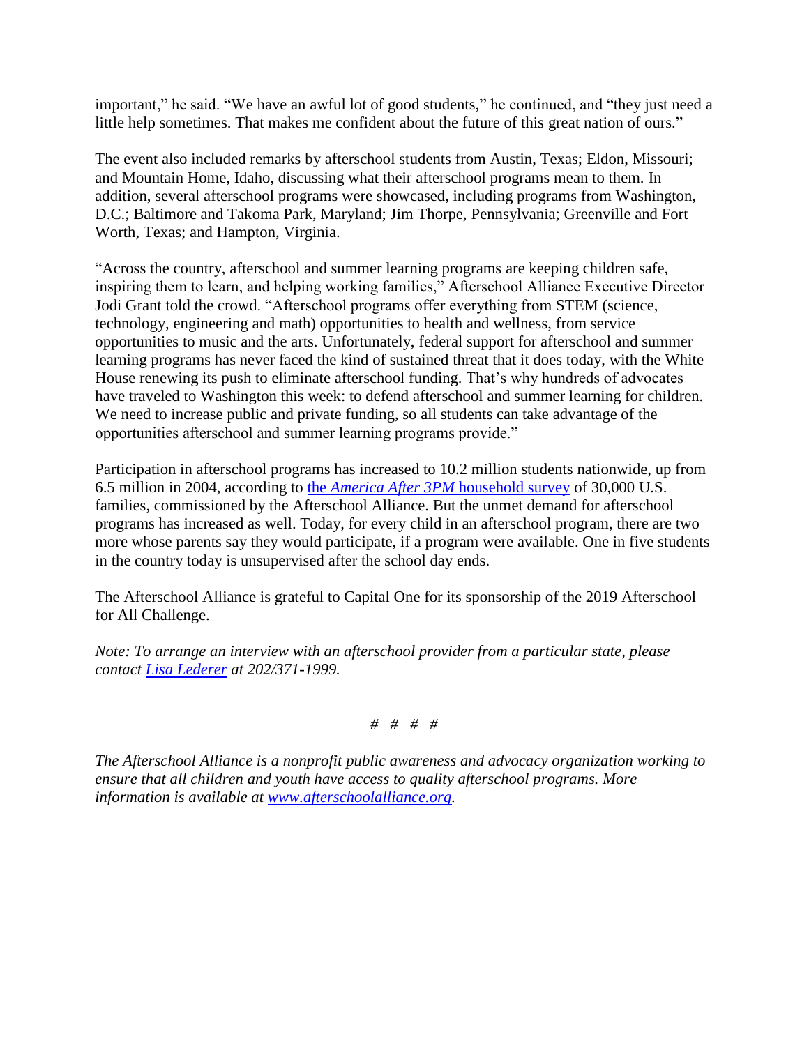important," he said. "We have an awful lot of good students," he continued, and "they just need a little help sometimes. That makes me confident about the future of this great nation of ours."

The event also included remarks by afterschool students from Austin, Texas; Eldon, Missouri; and Mountain Home, Idaho, discussing what their afterschool programs mean to them. In addition, several afterschool programs were showcased, including programs from Washington, D.C.; Baltimore and Takoma Park, Maryland; Jim Thorpe, Pennsylvania; Greenville and Fort Worth, Texas; and Hampton, Virginia.

"Across the country, afterschool and summer learning programs are keeping children safe, inspiring them to learn, and helping working families," Afterschool Alliance Executive Director Jodi Grant told the crowd. "Afterschool programs offer everything from STEM (science, technology, engineering and math) opportunities to health and wellness, from service opportunities to music and the arts. Unfortunately, federal support for afterschool and summer learning programs has never faced the kind of sustained threat that it does today, with the White House renewing its push to eliminate afterschool funding. That's why hundreds of advocates have traveled to Washington this week: to defend afterschool and summer learning for children. We need to increase public and private funding, so all students can take advantage of the opportunities afterschool and summer learning programs provide."

Participation in afterschool programs has increased to 10.2 million students nationwide, up from 6.5 million in 2004, according to the *America After 3PM* household survey of 30,000 U.S. families, commissioned by the Afterschool Alliance. But the unmet demand for afterschool programs has increased as well. Today, for every child in an afterschool program, there are two more whose parents say they would participate, if a program were available. One in five students in the country today is unsupervised after the school day ends.

The Afterschool Alliance is grateful to Capital One for its sponsorship of the 2019 Afterschool for All Challenge.

*Note: To arrange an interview with an afterschool provider from a particular state, please contact Lisa Lederer at 202/371-1999.*

# # # #

*The Afterschool Alliance is a nonprofit public awareness and advocacy organization working to ensure that all children and youth have access to quality afterschool programs. More information is available at www.afterschoolalliance.org.*